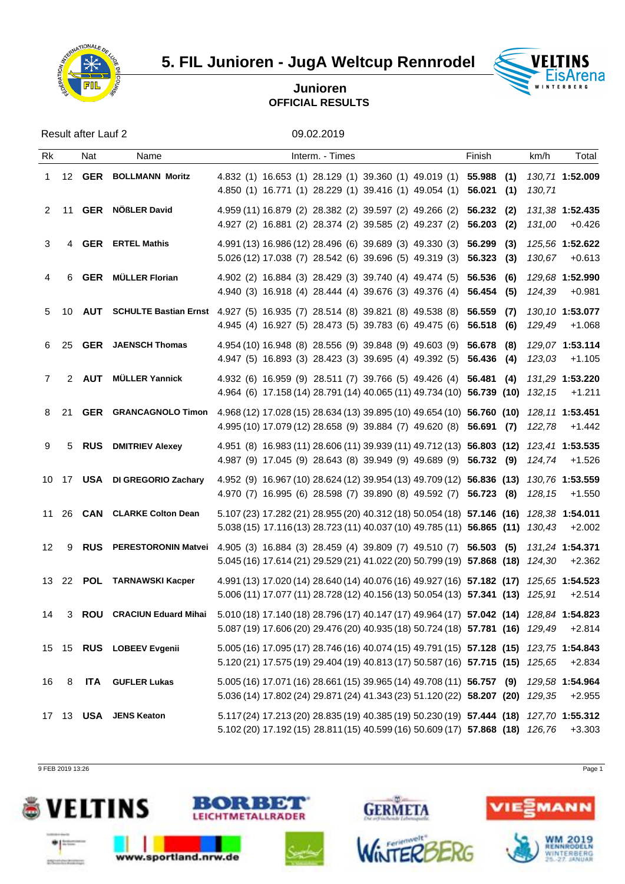# 5. FIL Junioren - JugA Weltcup Rennrodel

## Junioren
**OFFICIAL RESULTS**

Result after Lauf 2 | 09.02.2019

| Rk | | Nat | Name | Interm. - Times | | | | | Finish | | km/h | Total |
|---|---|---|---|---|---|---|---|---|---|---|---|---|
| 1 | 12 | **GER** | **BOLLMANN Moritz** | 4.832 (1) | 16.653 (1) | 28.129 (1) | 39.360 (1) | 49.019 (1) | **55.988** | **(1)** | *130,71* | **1:52.009** |
| | | | | 4.850 (1) | 16.771 (1) | 28.229 (1) | 39.416 (1) | 49.054 (1) | **56.021** | **(1)** | *130,71* | |
| 2 | 11 | **GER** | **NÖßLER David** | 4.959 (11) | 16.879 (2) | 28.382 (2) | 39.597 (2) | 49.266 (2) | **56.232** | **(2)** | *131,38* | **1:52.435** |
| | | | | 4.927 (2) | 16.881 (2) | 28.374 (2) | 39.585 (2) | 49.237 (2) | **56.203** | **(2)** | *131,00* | +0.426 |
| 3 | 4 | **GER** | **ERTEL Mathis** | 4.991 (13) | 16.986 (12) | 28.496 (6) | 39.689 (3) | 49.330 (3) | **56.299** | **(3)** | *125,56* | **1:52.622** |
| | | | | 5.026 (12) | 17.038 (7) | 28.542 (6) | 39.696 (5) | 49.319 (3) | **56.323** | **(3)** | *130,67* | +0.613 |
| 4 | 6 | **GER** | **MÜLLER Florian** | 4.902 (2) | 16.884 (3) | 28.429 (3) | 39.740 (4) | 49.474 (5) | **56.536** | **(6)** | *129,68* | **1:52.990** |
| | | | | 4.940 (3) | 16.918 (4) | 28.444 (4) | 39.676 (3) | 49.376 (4) | **56.454** | **(5)** | *124,39* | +0.981 |
| 5 | 10 | **AUT** | **SCHULTE Bastian Ernst** | 4.927 (5) | 16.935 (7) | 28.514 (8) | 39.821 (8) | 49.538 (8) | **56.559** | **(7)** | *130,10* | **1:53.077** |
| | | | | 4.945 (4) | 16.927 (5) | 28.473 (5) | 39.783 (6) | 49.475 (6) | **56.518** | **(6)** | *129,49* | +1.068 |
| 6 | 25 | **GER** | **JAENSCH Thomas** | 4.954 (10) | 16.948 (8) | 28.556 (9) | 39.848 (9) | 49.603 (9) | **56.678** | **(8)** | *129,07* | **1:53.114** |
| | | | | 4.947 (5) | 16.893 (3) | 28.423 (3) | 39.695 (4) | 49.392 (5) | **56.436** | **(4)** | *123,03* | +1.105 |
| 7 | 2 | **AUT** | **MÜLLER Yannick** | 4.932 (6) | 16.959 (9) | 28.511 (7) | 39.766 (5) | 49.426 (4) | **56.481** | **(4)** | *131,29* | **1:53.220** |
| | | | | 4.964 (6) | 17.158 (14) | 28.791 (14) | 40.065 (11) | 49.734 (10) | **56.739** | **(10)** | *132,15* | +1.211 |
| 8 | 21 | **GER** | **GRANCAGNOLO Timon** | 4.968 (12) | 17.028 (15) | 28.634 (13) | 39.895 (10) | 49.654 (10) | **56.760** | **(10)** | *128,11* | **1:53.451** |
| | | | | 4.995 (10) | 17.079 (12) | 28.658 (9) | 39.884 (7) | 49.620 (8) | **56.691** | **(7)** | *122,78* | +1.442 |
| 9 | 5 | **RUS** | **DMITRIEV Alexey** | 4.951 (8) | 16.983 (11) | 28.606 (11) | 39.939 (11) | 49.712 (13) | **56.803** | **(12)** | *123,41* | **1:53.535** |
| | | | | 4.987 (9) | 17.045 (9) | 28.643 (8) | 39.949 (9) | 49.689 (9) | **56.732** | **(9)** | *124,74* | +1.526 |
| 10 | 17 | **USA** | **DI GREGORIO Zachary** | 4.952 (9) | 16.967 (10) | 28.624 (12) | 39.954 (13) | 49.709 (12) | **56.836** | **(13)** | *130,76* | **1:53.559** |
| | | | | 4.970 (7) | 16.995 (6) | 28.598 (7) | 39.890 (8) | 49.592 (7) | **56.723** | **(8)** | *128,15* | +1.550 |
| 11 | 26 | **CAN** | **CLARKE Colton Dean** | 5.107 (23) | 17.282 (21) | 28.955 (20) | 40.312 (18) | 50.054 (18) | **57.146** | **(16)** | *128,38* | **1:54.011** |
| | | | | 5.038 (15) | 17.116 (13) | 28.723 (11) | 40.037 (10) | 49.785 (11) | **56.865** | **(11)** | *130,43* | +2.002 |
| 12 | 9 | **RUS** | **PERESTORONIN Matvei** | 4.905 (3) | 16.884 (3) | 28.459 (4) | 39.809 (7) | 49.510 (7) | **56.503** | **(5)** | *131,24* | **1:54.371** |
| | | | | 5.045 (16) | 17.614 (21) | 29.529 (21) | 41.022 (20) | 50.799 (19) | **57.868** | **(18)** | *124,30* | +2.362 |
| 13 | 22 | **POL** | **TARNAWSKI Kacper** | 4.991 (13) | 17.020 (14) | 28.640 (14) | 40.076 (16) | 49.927 (16) | **57.182** | **(17)** | *125,65* | **1:54.523** |
| | | | | 5.006 (11) | 17.077 (11) | 28.728 (12) | 40.156 (13) | 50.054 (13) | **57.341** | **(13)** | *125,91* | +2.514 |
| 14 | 3 | **ROU** | **CRACIUN Eduard Mihai** | 5.010 (18) | 17.140 (18) | 28.796 (17) | 40.147 (17) | 49.964 (17) | **57.042** | **(14)** | *128,84* | **1:54.823** |
| | | | | 5.087 (19) | 17.606 (20) | 29.476 (20) | 40.935 (18) | 50.724 (18) | **57.781** | **(16)** | *129,49* | +2.814 |
| 15 | 15 | **RUS** | **LOBEEV Evgenii** | 5.005 (16) | 17.095 (17) | 28.746 (16) | 40.074 (15) | 49.791 (15) | **57.128** | **(15)** | *123,75* | **1:54.843** |
| | | | | 5.120 (21) | 17.575 (19) | 29.404 (19) | 40.813 (17) | 50.587 (16) | **57.715** | **(15)** | *125,65* | +2.834 |
| 16 | 8 | **ITA** | **GUFLER Lukas** | 5.005 (16) | 17.071 (16) | 28.661 (15) | 39.965 (14) | 49.708 (11) | **56.757** | **(9)** | *129,58* | **1:54.964** |
| | | | | 5.036 (14) | 17.802 (24) | 29.871 (24) | 41.343 (23) | 51.120 (22) | **58.207** | **(20)** | *129,35* | +2.955 |
| 17 | 13 | **USA** | **JENS Keaton** | 5.117 (24) | 17.213 (20) | 28.835 (19) | 40.385 (19) | 50.230 (19) | **57.444** | **(18)** | *127,70* | **1:55.312** |
| | | | | 5.102 (20) | 17.192 (15) | 28.811 (15) | 40.599 (16) | 50.609 (17) | **57.868** | **(18)** | *126,76* | +3.303 |

9 FEB 2019 13:26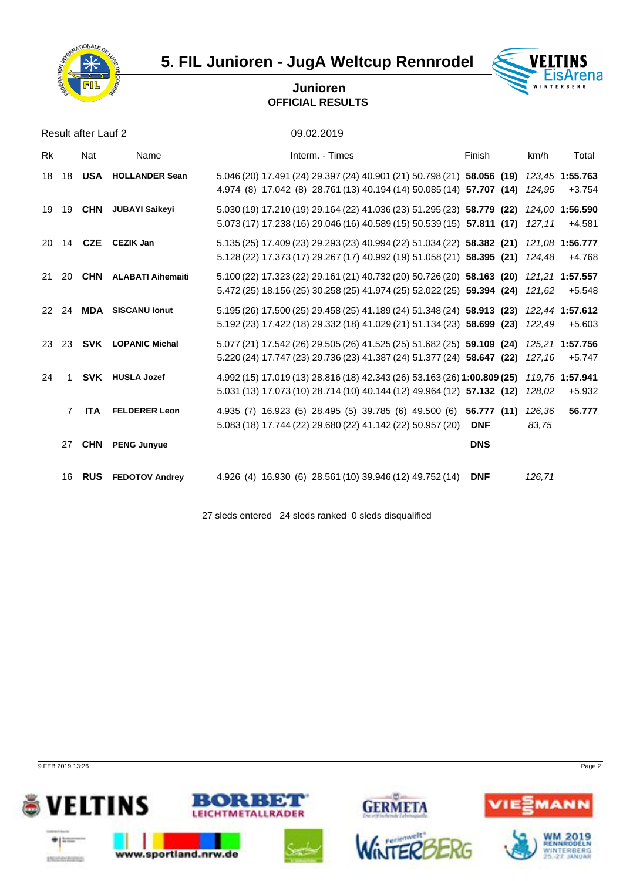# 5. FIL Junioren - JugA Weltcup Rennrodel

## Junioren
### OFFICIAL RESULTS

Result after Lauf 2 09.02.2019

| Rk | | Nat | Name | Interm. - Times | Finish | km/h | Total |
|---|---|---|---|---|---|---|---|
| 18 | 18 | **USA** | **HOLLANDER Sean** | 5.046 (20) 17.491 (24) 29.397 (24) 40.901 (21) 50.798 (21) | **58.056 (19)** | *123,45* | **1:55.763** |
| | | | | 4.974 (8) 17.042 (8) 28.761 (13) 40.194 (14) 50.085 (14) | **57.707 (14)** | *124,95* | +3.754 |
| 19 | 19 | **CHN** | **JUBAYI Saikeyi** | 5.030 (19) 17.210 (19) 29.164 (22) 41.036 (23) 51.295 (23) | **58.779 (22)** | *124,00* | **1:56.590** |
| | | | | 5.073 (17) 17.238 (16) 29.046 (16) 40.589 (15) 50.539 (15) | **57.811 (17)** | *127,11* | +4.581 |
| 20 | 14 | **CZE** | **CEZIK Jan** | 5.135 (25) 17.409 (23) 29.293 (23) 40.994 (22) 51.034 (22) | **58.382 (21)** | *121,08* | **1:56.777** |
| | | | | 5.128 (22) 17.373 (17) 29.267 (17) 40.992 (19) 51.058 (21) | **58.395 (21)** | *124,48* | +4.768 |
| 21 | 20 | **CHN** | **ALABATI Aihemaiti** | 5.100 (22) 17.323 (22) 29.161 (21) 40.732 (20) 50.726 (20) | **58.163 (20)** | *121,21* | **1:57.557** |
| | | | | 5.472 (25) 18.156 (25) 30.258 (25) 41.974 (25) 52.022 (25) | **59.394 (24)** | *121,62* | +5.548 |
| 22 | 24 | **MDA** | **SISCANU Ionut** | 5.195 (26) 17.500 (25) 29.458 (25) 41.189 (24) 51.348 (24) | **58.913 (23)** | *122,44* | **1:57.612** |
| | | | | 5.192 (23) 17.422 (18) 29.332 (18) 41.029 (21) 51.134 (23) | **58.699 (23)** | *122,49* | +5.603 |
| 23 | 23 | **SVK** | **LOPANIC Michal** | 5.077 (21) 17.542 (26) 29.505 (26) 41.525 (25) 51.682 (25) | **59.109 (24)** | *125,21* | **1:57.756** |
| | | | | 5.220 (24) 17.747 (23) 29.736 (23) 41.387 (24) 51.377 (24) | **58.647 (22)** | *127,16* | +5.747 |
| 24 | 1 | **SVK** | **HUSLA Jozef** | 4.992 (15) 17.019 (13) 28.816 (18) 42.343 (26) 53.163 (26) | **1:00.809 (25)** | *119,76* | **1:57.941** |
| | | | | 5.031 (13) 17.073 (10) 28.714 (10) 40.144 (12) 49.964 (12) | **57.132 (12)** | *128,02* | +5.932 |
| | 7 | **ITA** | **FELDERER Leon** | 4.935 (7) 16.923 (5) 28.495 (5) 39.785 (6) 49.500 (6) | **56.777 (11)** | *126,36* | **56.777** |
| | | | | 5.083 (18) 17.744 (22) 29.680 (22) 41.142 (22) 50.957 (20) | **DNF** | *83,75* | |
| | 27 | **CHN** | **PENG Junyue** | | **DNS** | | |
| | 16 | **RUS** | **FEDOTOV Andrey** | 4.926 (4) 16.930 (6) 28.561 (10) 39.946 (12) 49.752 (14) | **DNF** | *126,71* | |

27 sleds entered 24 sleds ranked 0 sleds disqualified

9 FEB 2019 13:26